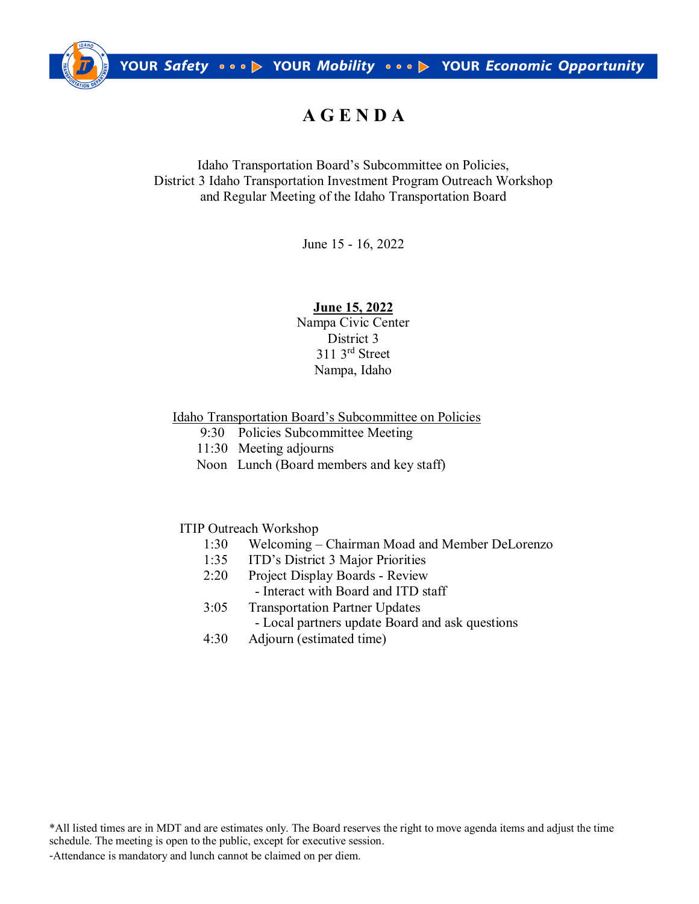YOUR *Safety* ••• ▶ YOUR *Mobility* ••• ▶ YOUR *Economic Opportunity*

# A G E N D A

Idaho Transportation Board's Subcommittee on Policies,
District 3 Idaho Transportation Investment Program Outreach Workshop
and Regular Meeting of the Idaho Transportation Board

June 15 - 16, 2022

**June 15, 2022**
Nampa Civic Center
District 3
311 3rd Street
Nampa, Idaho

Idaho Transportation Board's Subcommittee on Policies

- 9:30 Policies Subcommittee Meeting
- 11:30 Meeting adjourns
- Noon Lunch (Board members and key staff)

ITIP Outreach Workshop

- 1:30 Welcoming – Chairman Moad and Member DeLorenzo
- 1:35 ITD's District 3 Major Priorities
- 2:20 Project Display Boards - Review
  - Interact with Board and ITD staff
- 3:05 Transportation Partner Updates
  - Local partners update Board and ask questions
- 4:30 Adjourn (estimated time)

*All listed times are in MDT and are estimates only. The Board reserves the right to move agenda items and adjust the time schedule. The meeting is open to the public, except for executive session.

-Attendance is mandatory and lunch cannot be claimed on per diem.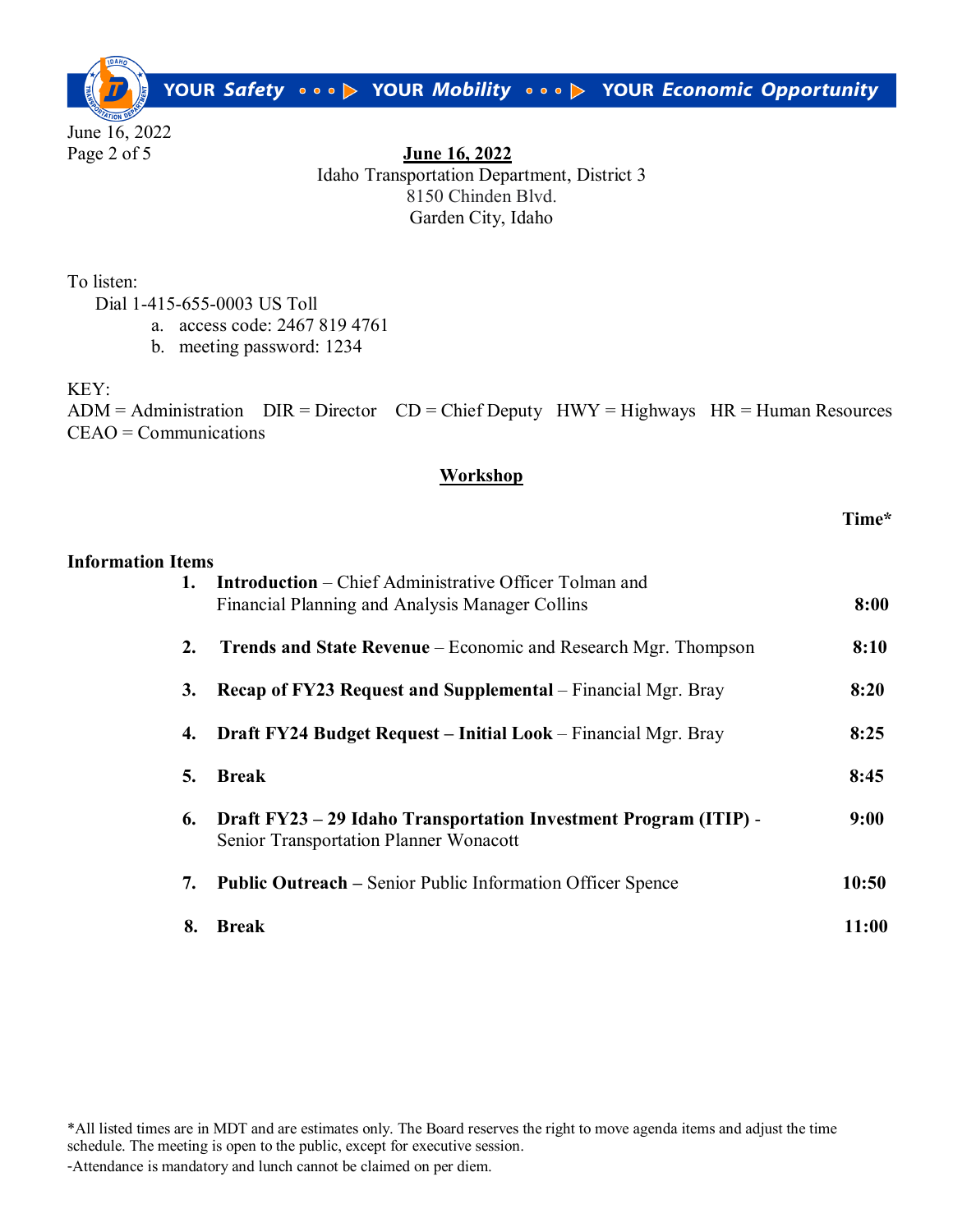June 16, 2022

**June 16, 2022**
Idaho Transportation Department, District 3
8150 Chinden Blvd.
Garden City, Idaho

To listen:
Dial 1-415-655-0003 US Toll
a. access code: 2467 819 4761
b. meeting password: 1234

KEY:
ADM = Administration DIR = Director CD = Chief Deputy HWY = Highways HR = Human Resources
CEAO = Communications

## Workshop

| | Time* |
|---|---|
| **Information Items** | |
| 1. **Introduction** – Chief Administrative Officer Tolman and Financial Planning and Analysis Manager Collins | **8:00** |
| 2. **Trends and State Revenue** – Economic and Research Mgr. Thompson | **8:10** |
| 3. **Recap of FY23 Request and Supplemental** – Financial Mgr. Bray | **8:20** |
| 4. **Draft FY24 Budget Request – Initial Look** – Financial Mgr. Bray | **8:25** |
| 5. **Break** | **8:45** |
| 6. **Draft FY23 – 29 Idaho Transportation Investment Program (ITIP)** - Senior Transportation Planner Wonacott | **9:00** |
| 7. **Public Outreach –** Senior Public Information Officer Spence | **10:50** |
| 8. **Break** | **11:00** |

*All listed times are in MDT and are estimates only. The Board reserves the right to move agenda items and adjust the time schedule. The meeting is open to the public, except for executive session.
-Attendance is mandatory and lunch cannot be claimed on per diem.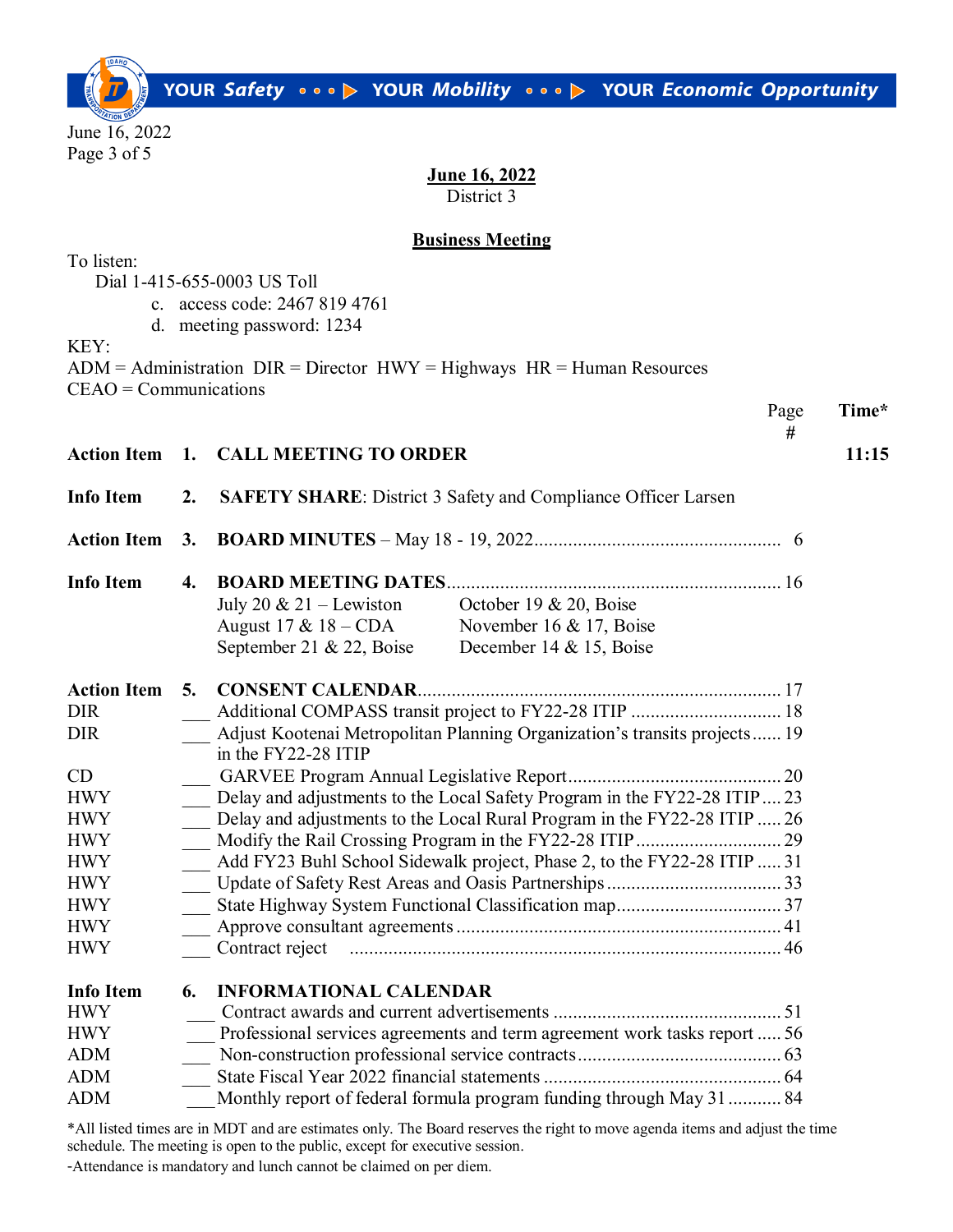**June 16, 2022**
District 3

**Business Meeting**

To listen:
Dial 1-415-655-0003 US Toll

c. access code: 2467 819 4761
d. meeting password: 1234

KEY:
ADM = Administration DIR = Director HWY = Highways HR = Human Resources
CEAO = Communications

| | | | Page # | Time* |
|---|---|---|---|---|
| **Action Item** | **1.** | **CALL MEETING TO ORDER** | | **11:15** |
| **Info Item** | **2.** | **SAFETY SHARE**: District 3 Safety and Compliance Officer Larsen | | |
| **Action Item** | **3.** | **BOARD MINUTES** – May 18 - 19, 2022 | 6 | |
| **Info Item** | **4.** | **BOARD MEETING DATES** | 16 | |
| | | July 20 & 21 – Lewiston; August 17 & 18 – CDA; September 21 & 22, Boise; October 19 & 20, Boise; November 16 & 17, Boise; December 14 & 15, Boise | | |
| **Action Item** | **5.** | **CONSENT CALENDAR** | 17 | |
| DIR | ___ | Additional COMPASS transit project to FY22-28 ITIP | 18 | |
| DIR | ___ | Adjust Kootenai Metropolitan Planning Organization's transits projects in the FY22-28 ITIP | 19 | |
| CD | ___ | GARVEE Program Annual Legislative Report | 20 | |
| HWY | ___ | Delay and adjustments to the Local Safety Program in the FY22-28 ITIP | 23 | |
| HWY | ___ | Delay and adjustments to the Local Rural Program in the FY22-28 ITIP | 26 | |
| HWY | ___ | Modify the Rail Crossing Program in the FY22-28 ITIP | 29 | |
| HWY | ___ | Add FY23 Buhl School Sidewalk project, Phase 2, to the FY22-28 ITIP | 31 | |
| HWY | ___ | Update of Safety Rest Areas and Oasis Partnerships | 33 | |
| HWY | ___ | State Highway System Functional Classification map | 37 | |
| HWY | ___ | Approve consultant agreements | 41 | |
| HWY | ___ | Contract reject | 46 | |
| **Info Item** | **6.** | **INFORMATIONAL CALENDAR** | | |
| HWY | ___ | Contract awards and current advertisements | 51 | |
| HWY | ___ | Professional services agreements and term agreement work tasks report | 56 | |
| ADM | ___ | Non-construction professional service contracts | 63 | |
| ADM | ___ | State Fiscal Year 2022 financial statements | 64 | |
| ADM | ___ | Monthly report of federal formula program funding through May 31 | 84 | |

*All listed times are in MDT and are estimates only. The Board reserves the right to move agenda items and adjust the time schedule. The meeting is open to the public, except for executive session.

-Attendance is mandatory and lunch cannot be claimed on per diem.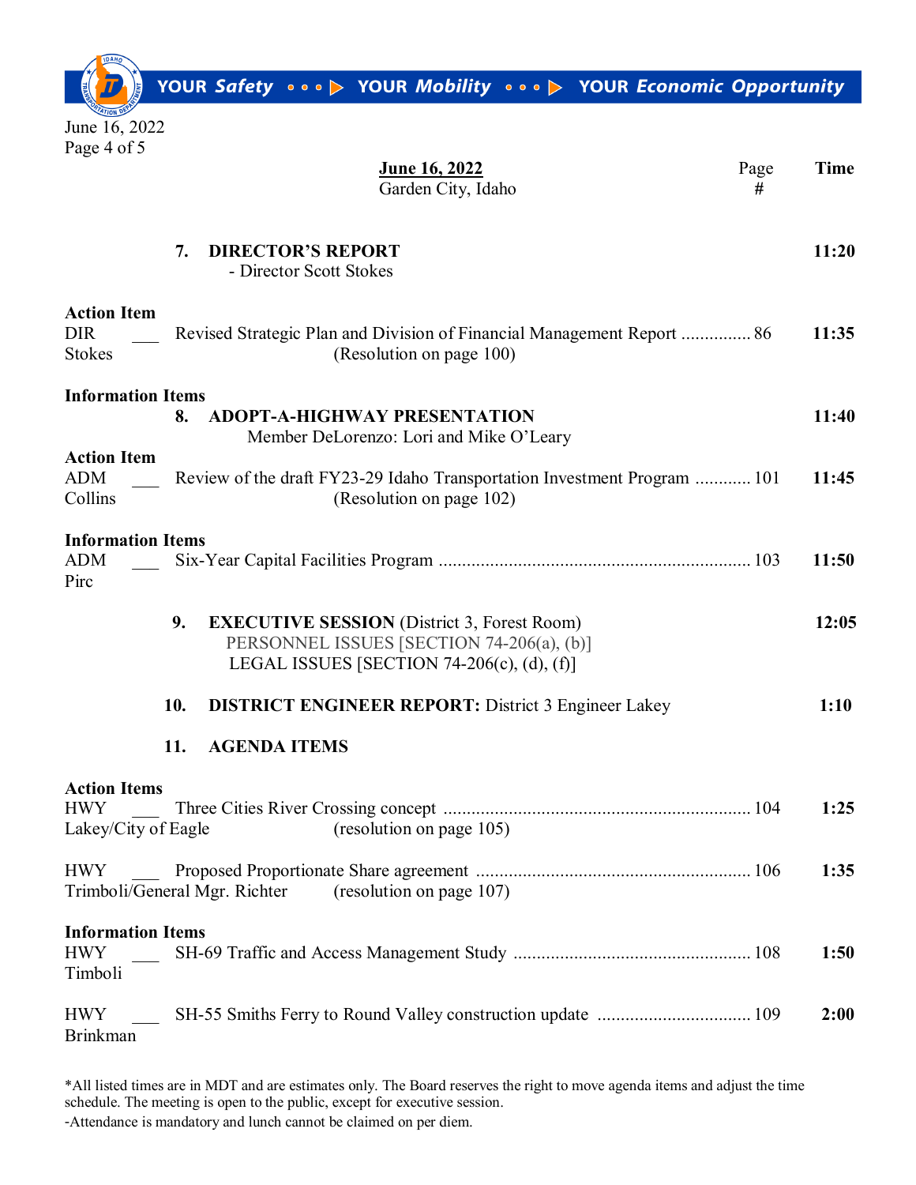**June 16, 2022**
Garden City, Idaho

| | | Page # | Time |
|---|---|---|---|
| | **7. DIRECTOR'S REPORT**<br>- Director Scott Stokes | | **11:20** |
| **Action Item**<br>DIR Stokes ___ | Revised Strategic Plan and Division of Financial Management Report<br>(Resolution on page 100) | 86 | **11:35** |
| **Information Items** | **8. ADOPT-A-HIGHWAY PRESENTATION**<br>Member DeLorenzo: Lori and Mike O'Leary | | **11:40** |
| **Action Item**<br>ADM Collins ___ | Review of the draft FY23-29 Idaho Transportation Investment Program<br>(Resolution on page 102) | 101 | **11:45** |
| **Information Items**<br>ADM Pirc ___ | Six-Year Capital Facilities Program | 103 | **11:50** |
| | **9. EXECUTIVE SESSION** (District 3, Forest Room)<br>PERSONNEL ISSUES [SECTION 74-206(a), (b)]<br>LEGAL ISSUES [SECTION 74-206(c), (d), (f)] | | **12:05** |
| | **10. DISTRICT ENGINEER REPORT:** District 3 Engineer Lakey | | **1:10** |
| | **11. AGENDA ITEMS** | | |
| **Action Items**<br>HWY Lakey/City of Eagle ___ | Three Cities River Crossing concept<br>(resolution on page 105) | 104 | **1:25** |
| HWY Trimboli/General Mgr. Richter ___ | Proposed Proportionate Share agreement<br>(resolution on page 107) | 106 | **1:35** |
| **Information Items**<br>HWY Timboli ___ | SH-69 Traffic and Access Management Study | 108 | **1:50** |
| HWY Brinkman ___ | SH-55 Smiths Ferry to Round Valley construction update | 109 | **2:00** |

*All listed times are in MDT and are estimates only. The Board reserves the right to move agenda items and adjust the time schedule. The meeting is open to the public, except for executive session.

-Attendance is mandatory and lunch cannot be claimed on per diem.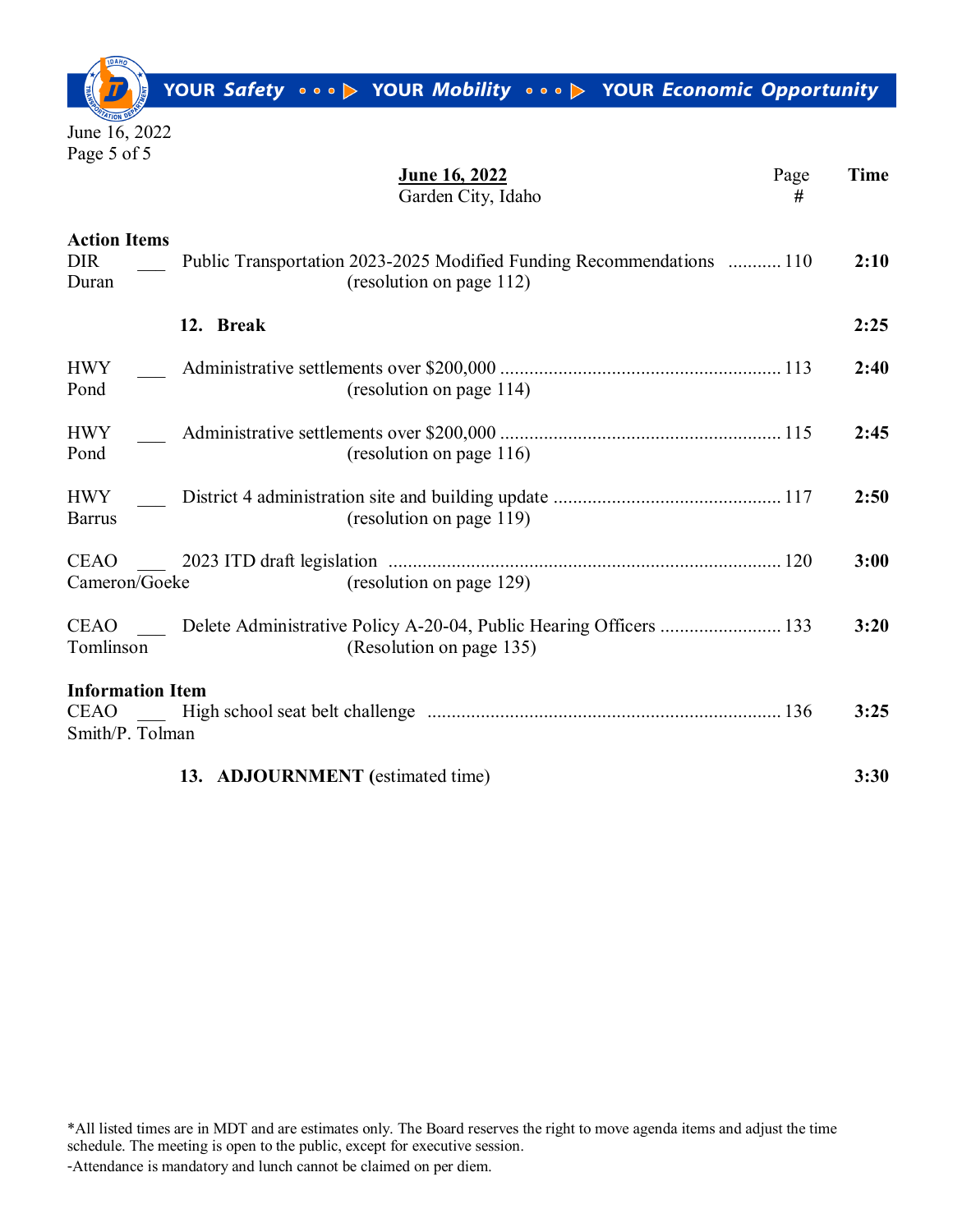**June 16, 2022**
Garden City, Idaho

| | | | Page # | Time |
|---|---|---|---|---|
| **Action Items** | | | | |
| DIR Duran | ___ | Public Transportation 2023-2025 Modified Funding Recommendations (resolution on page 112) | 110 | **2:10** |
| | | **12. Break** | | **2:25** |
| HWY Pond | ___ | Administrative settlements over $200,000 (resolution on page 114) | 113 | **2:40** |
| HWY Pond | ___ | Administrative settlements over $200,000 (resolution on page 116) | 115 | **2:45** |
| HWY Barrus | ___ | District 4 administration site and building update (resolution on page 119) | 117 | **2:50** |
| CEAO Cameron/Goeke | ___ | 2023 ITD draft legislation (resolution on page 129) | 120 | **3:00** |
| CEAO Tomlinson | ___ | Delete Administrative Policy A-20-04, Public Hearing Officers (Resolution on page 135) | 133 | **3:20** |
| **Information Item** | | | | |
| CEAO Smith/P. Tolman | ___ | High school seat belt challenge | 136 | **3:25** |
| | | **13. ADJOURNMENT (**estimated time) | | **3:30** |

*All listed times are in MDT and are estimates only. The Board reserves the right to move agenda items and adjust the time schedule. The meeting is open to the public, except for executive session.

-Attendance is mandatory and lunch cannot be claimed on per diem.